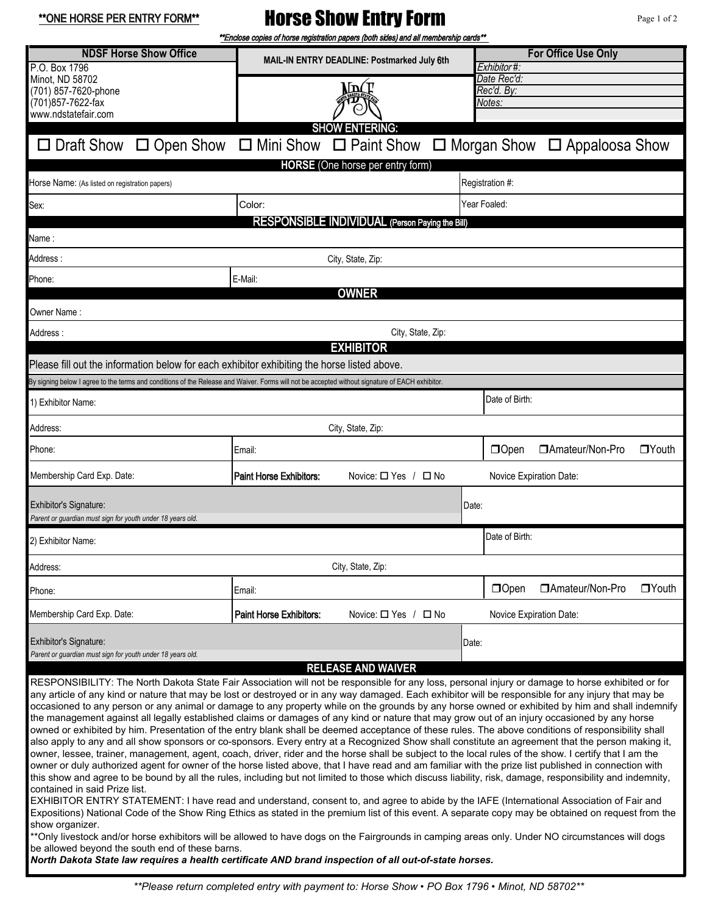**ONE HORSE PER ENTRY FORM**

# Horse Show Entry Form

**Enclose copies of horse registration papers (both sides) and all membership cards**

| NDSF Horse Show Office | MAIL-IN ENTRY DEADLINE: Postmarked July 6th | For Office Use Only |
|---|---|---|
| P.O. Box 1796<br>Minot, ND 58702<br>(701) 857-7620-phone<br>(701)857-7622-fax<br>www.ndstatefair.com | | *Exhibitor #:*<br>*Date Rec'd:*<br>*Rec'd. By:*<br>*Notes:* |

## SHOW ENTERING:

☐ Draft Show ☐ Open Show ☐ Mini Show ☐ Paint Show ☐ Morgan Show ☐ Appaloosa Show

## HORSE (One horse per entry form)

| | | |
|---|---|---|
| Horse Name: (As listed on registration papers) | | Registration #: |
| Sex: | Color: | Year Foaled: |

## RESPONSIBLE INDIVIDUAL (Person Paying the Bill)

| | |
|---|---|
| Name : | |
| Address : | City, State, Zip: |
| Phone: | E-Mail: |

## OWNER

| | |
|---|---|
| Owner Name : | |
| Address : | City, State, Zip: |

## EXHIBITOR

Please fill out the information below for each exhibitor exhibiting the horse listed above.

By signing below I agree to the terms and conditions of the Release and Waiver. Forms will not be accepted without signature of EACH exhibitor.

| | | |
|---|---|---|
| 1) Exhibitor Name: | | Date of Birth: |
| Address: | City, State, Zip: | |
| Phone: | Email: | ☐Open ☐Amateur/Non-Pro ☐Youth |
| Membership Card Exp. Date: | Paint Horse Exhibitors: Novice: ☐ Yes / ☐ No | Novice Expiration Date: |
| Exhibitor's Signature:<br>*Parent or guardian must sign for youth under 18 years old.* | | Date: |
| 2) Exhibitor Name: | | Date of Birth: |
| Address: | City, State, Zip: | |
| Phone: | Email: | ☐Open ☐Amateur/Non-Pro ☐Youth |
| Membership Card Exp. Date: | Paint Horse Exhibitors: Novice: ☐ Yes / ☐ No | Novice Expiration Date: |
| Exhibitor's Signature:<br>*Parent or guardian must sign for youth under 18 years old.* | | Date: |

## RELEASE AND WAIVER

RESPONSIBILITY: The North Dakota State Fair Association will not be responsible for any loss, personal injury or damage to horse exhibited or for any article of any kind or nature that may be lost or destroyed or in any way damaged. Each exhibitor will be responsible for any injury that may be occasioned to any person or any animal or damage to any property while on the grounds by any horse owned or exhibited by him and shall indemnify the management against all legally established claims or damages of any kind or nature that may grow out of an injury occasioned by any horse owned or exhibited by him. Presentation of the entry blank shall be deemed acceptance of these rules. The above conditions of responsibility shall also apply to any and all show sponsors or co-sponsors. Every entry at a Recognized Show shall constitute an agreement that the person making it, owner, lessee, trainer, management, agent, coach, driver, rider and the horse shall be subject to the local rules of the show. I certify that I am the owner or duly authorized agent for owner of the horse listed above, that I have read and am familiar with the prize list published in connection with this show and agree to be bound by all the rules, including but not limited to those which discuss liability, risk, damage, responsibility and indemnity, contained in said Prize list.

EXHIBITOR ENTRY STATEMENT: I have read and understand, consent to, and agree to abide by the IAFE (International Association of Fair and Expositions) National Code of the Show Ring Ethics as stated in the premium list of this event. A separate copy may be obtained on request from the show organizer.

**Only livestock and/or horse exhibitors will be allowed to have dogs on the Fairgrounds in camping areas only. Under NO circumstances will dogs be allowed beyond the south end of these barns.

***North Dakota State law requires a health certificate AND brand inspection of all out-of-state horses.***

*\*\*Please return completed entry with payment to: Horse Show • PO Box 1796 • Minot, ND 58702\*\**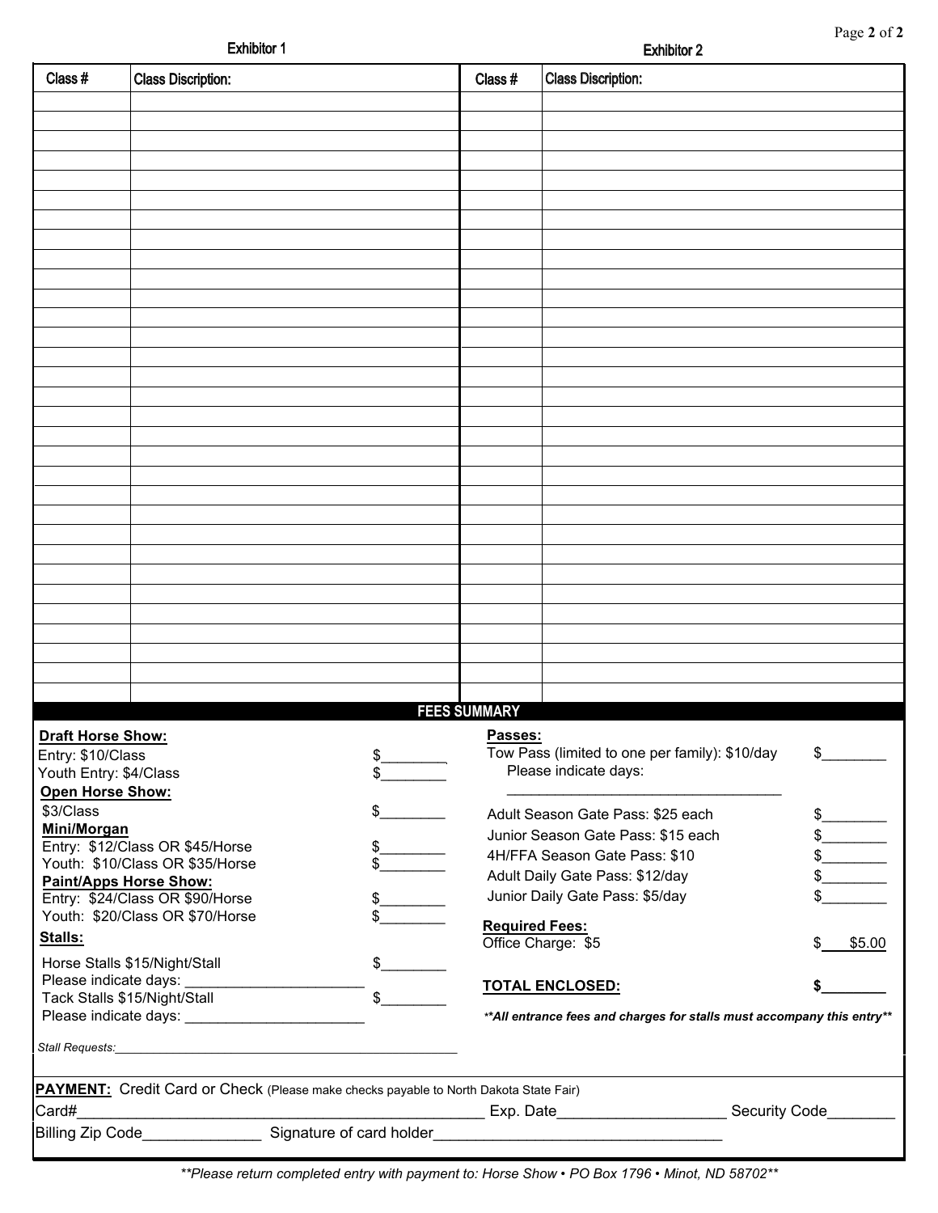| Exhibitor 1 | | Exhibitor 2 | |
|---|---|---|---|
| Class # | Class Discription: | Class # | Class Discription: |
| | | | |
| | | | |
| | | | |
| | | | |
| | | | |
| | | | |
| | | | |
| | | | |
| | | | |
| | | | |
| | | | |
| | | | |
| | | | |
| | | | |
| | | | |
| | | | |
| | | | |
| | | | |
| | | | |
| | | | |
| | | | |
| | | | |
| | | | |
| | | | |
| | | | |
| | | | |
| | | | |
| | | | |
| | | | |
| | | | |

## FEES SUMMARY

**Draft Horse Show:**

Entry: $10/Class $________

Youth Entry: $4/Class $________

**Open Horse Show:**

$3/Class $________

**Mini/Morgan**

Entry: $12/Class OR $45/Horse $________

Youth: $10/Class OR $35/Horse $________

**Paint/Apps Horse Show:**

Entry: $24/Class OR $90/Horse $________

Youth: $20/Class OR $70/Horse $________

**Stalls:**

Horse Stalls $15/Night/Stall $________

Please indicate days: ____________________

Tack Stalls $15/Night/Stall $________

Please indicate days: ____________________

*Stall Requests:*______________________________________________

**Passes:**

Tow Pass (limited to one per family): $10/day $________

Please indicate days: ________________________________

Adult Season Gate Pass: $25 each $________

Junior Season Gate Pass: $15 each $________

4H/FFA Season Gate Pass: $10 $________

Adult Daily Gate Pass: $12/day $________

Junior Daily Gate Pass: $5/day $________

**Required Fees:**

Office Charge: $5 $ $5.00

**TOTAL ENCLOSED:** **$________**

***All entrance fees and charges for stalls must accompany this entry***

**PAYMENT:** Credit Card or Check (Please make checks payable to North Dakota State Fair)

Card#______________________________________________ Exp. Date__________________ Security Code________

Billing Zip Code______________ Signature of card holder__________________________________

**Please return completed entry with payment to: Horse Show • PO Box 1796 • Minot, ND 58702**